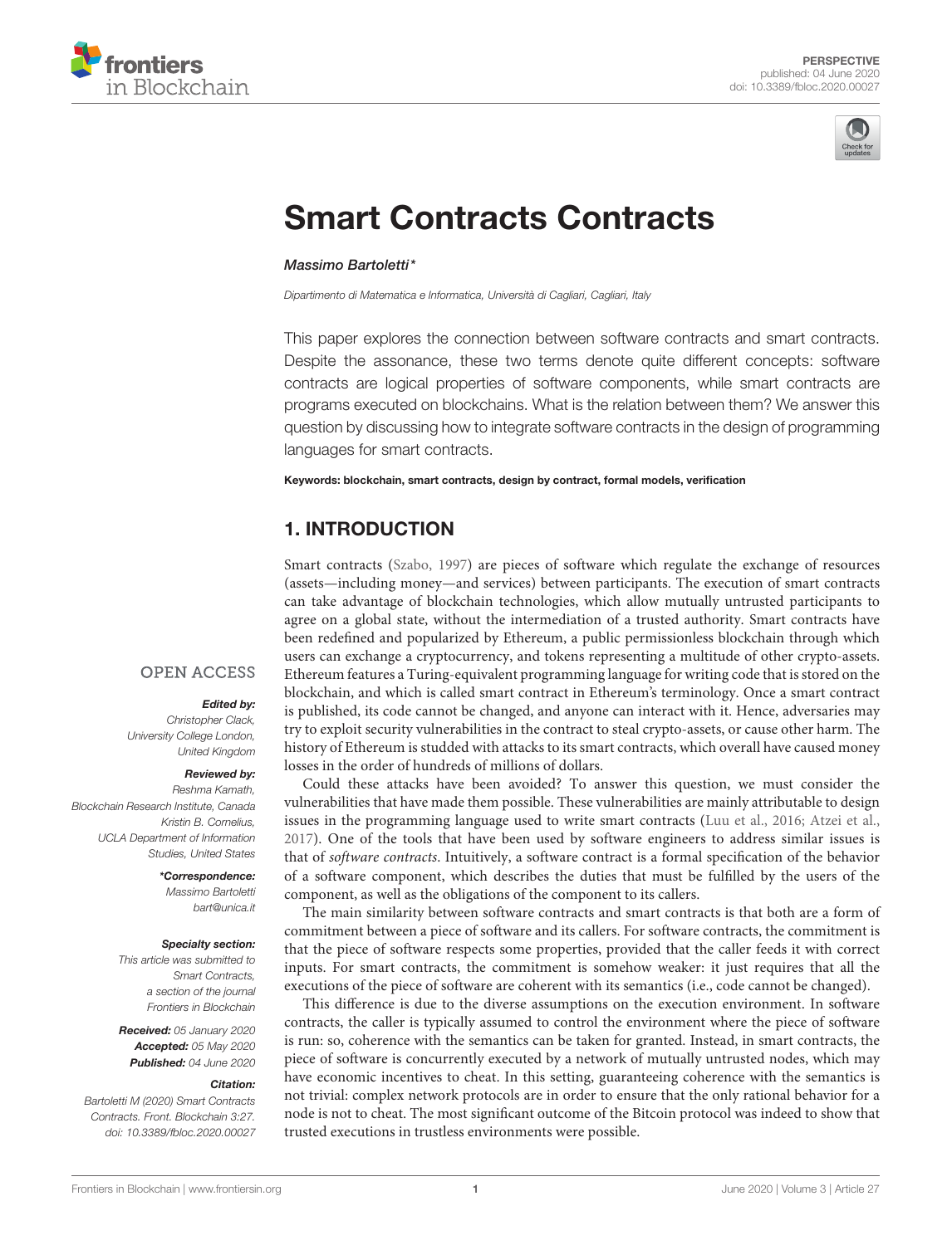PERSPECTIVE
published: 04 June 2020
doi: 10.3389/fbloc.2020.00027

# Smart Contracts Contracts

*Massimo Bartoletti**

*Dipartimento di Matematica e Informatica, Università di Cagliari, Cagliari, Italy*

This paper explores the connection between software contracts and smart contracts. Despite the assonance, these two terms denote quite different concepts: software contracts are logical properties of software components, while smart contracts are programs executed on blockchains. What is the relation between them? We answer this question by discussing how to integrate software contracts in the design of programming languages for smart contracts.

**Keywords: blockchain, smart contracts, design by contract, formal models, verification**

OPEN ACCESS

***Edited by:***
Christopher Clack,
University College London,
United Kingdom

***Reviewed by:***
Reshma Kamath,
Blockchain Research Institute, Canada
Kristin B. Cornelius,
UCLA Department of Information Studies, United States

****Correspondence:***
Massimo Bartoletti
bart@unica.it

***Specialty section:***
This article was submitted to Smart Contracts, a section of the journal Frontiers in Blockchain

***Received:*** 05 January 2020
***Accepted:*** 05 May 2020
***Published:*** 04 June 2020

***Citation:***
Bartoletti M (2020) Smart Contracts Contracts. Front. Blockchain 3:27. doi: 10.3389/fbloc.2020.00027

## 1. INTRODUCTION

Smart contracts (Szabo, 1997) are pieces of software which regulate the exchange of resources (assets—including money—and services) between participants. The execution of smart contracts can take advantage of blockchain technologies, which allow mutually untrusted participants to agree on a global state, without the intermediation of a trusted authority. Smart contracts have been redefined and popularized by Ethereum, a public permissionless blockchain through which users can exchange a cryptocurrency, and tokens representing a multitude of other crypto-assets. Ethereum features a Turing-equivalent programming language for writing code that is stored on the blockchain, and which is called smart contract in Ethereum's terminology. Once a smart contract is published, its code cannot be changed, and anyone can interact with it. Hence, adversaries may try to exploit security vulnerabilities in the contract to steal crypto-assets, or cause other harm. The history of Ethereum is studded with attacks to its smart contracts, which overall have caused money losses in the order of hundreds of millions of dollars.

Could these attacks have been avoided? To answer this question, we must consider the vulnerabilities that have made them possible. These vulnerabilities are mainly attributable to design issues in the programming language used to write smart contracts (Luu et al., 2016; Atzei et al., 2017). One of the tools that have been used by software engineers to address similar issues is that of *software contracts*. Intuitively, a software contract is a formal specification of the behavior of a software component, which describes the duties that must be fulfilled by the users of the component, as well as the obligations of the component to its callers.

The main similarity between software contracts and smart contracts is that both are a form of commitment between a piece of software and its callers. For software contracts, the commitment is that the piece of software respects some properties, provided that the caller feeds it with correct inputs. For smart contracts, the commitment is somehow weaker: it just requires that all the executions of the piece of software are coherent with its semantics (i.e., code cannot be changed).

This difference is due to the diverse assumptions on the execution environment. In software contracts, the caller is typically assumed to control the environment where the piece of software is run: so, coherence with the semantics can be taken for granted. Instead, in smart contracts, the piece of software is concurrently executed by a network of mutually untrusted nodes, which may have economic incentives to cheat. In this setting, guaranteeing coherence with the semantics is not trivial: complex network protocols are in order to ensure that the only rational behavior for a node is not to cheat. The most significant outcome of the Bitcoin protocol was indeed to show that trusted executions in trustless environments were possible.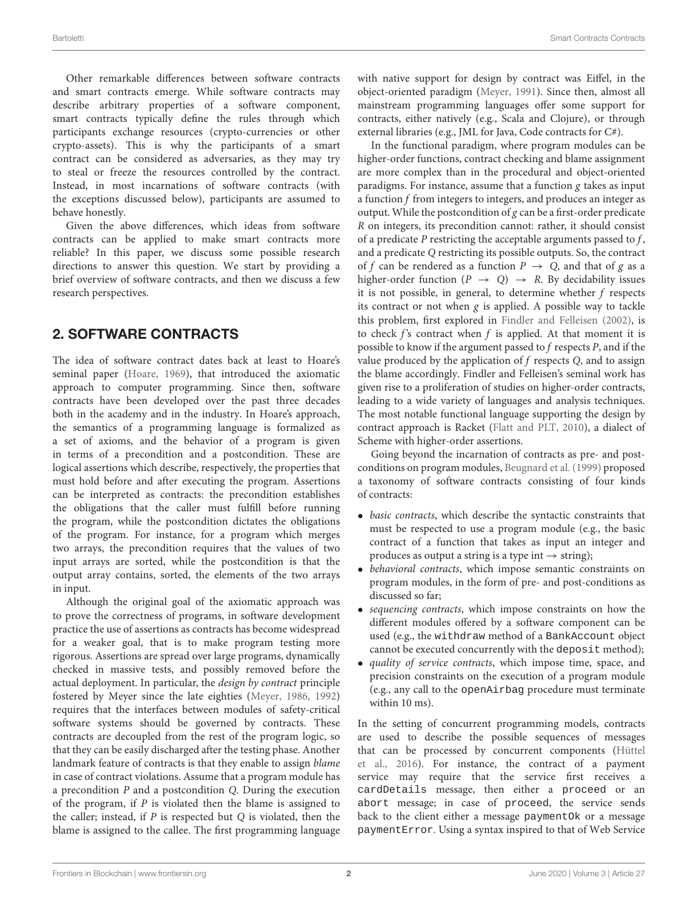Other remarkable differences between software contracts and smart contracts emerge. While software contracts may describe arbitrary properties of a software component, smart contracts typically define the rules through which participants exchange resources (crypto-currencies or other crypto-assets). This is why the participants of a smart contract can be considered as adversaries, as they may try to steal or freeze the resources controlled by the contract. Instead, in most incarnations of software contracts (with the exceptions discussed below), participants are assumed to behave honestly.

Given the above differences, which ideas from software contracts can be applied to make smart contracts more reliable? In this paper, we discuss some possible research directions to answer this question. We start by providing a brief overview of software contracts, and then we discuss a few research perspectives.

## 2. SOFTWARE CONTRACTS

The idea of software contract dates back at least to Hoare's seminal paper (Hoare, 1969), that introduced the axiomatic approach to computer programming. Since then, software contracts have been developed over the past three decades both in the academy and in the industry. In Hoare's approach, the semantics of a programming language is formalized as a set of axioms, and the behavior of a program is given in terms of a precondition and a postcondition. These are logical assertions which describe, respectively, the properties that must hold before and after executing the program. Assertions can be interpreted as contracts: the precondition establishes the obligations that the caller must fulfill before running the program, while the postcondition dictates the obligations of the program. For instance, for a program which merges two arrays, the precondition requires that the values of two input arrays are sorted, while the postcondition is that the output array contains, sorted, the elements of the two arrays in input.

Although the original goal of the axiomatic approach was to prove the correctness of programs, in software development practice the use of assertions as contracts has become widespread for a weaker goal, that is to make program testing more rigorous. Assertions are spread over large programs, dynamically checked in massive tests, and possibly removed before the actual deployment. In particular, the *design by contract* principle fostered by Meyer since the late eighties (Meyer, 1986, 1992) requires that the interfaces between modules of safety-critical software systems should be governed by contracts. These contracts are decoupled from the rest of the program logic, so that they can be easily discharged after the testing phase. Another landmark feature of contracts is that they enable to assign *blame* in case of contract violations. Assume that a program module has a precondition $P$ and a postcondition $Q$. During the execution of the program, if $P$ is violated then the blame is assigned to the caller; instead, if $P$ is respected but $Q$ is violated, then the blame is assigned to the callee. The first programming language with native support for design by contract was Eiffel, in the object-oriented paradigm (Meyer, 1991). Since then, almost all mainstream programming languages offer some support for contracts, either natively (e.g., Scala and Clojure), or through external libraries (e.g., JML for Java, Code contracts for C#).

In the functional paradigm, where program modules can be higher-order functions, contract checking and blame assignment are more complex than in the procedural and object-oriented paradigms. For instance, assume that a function $g$ takes as input a function $f$ from integers to integers, and produces an integer as output. While the postcondition of $g$ can be a first-order predicate $R$ on integers, its precondition cannot: rather, it should consist of a predicate $P$ restricting the acceptable arguments passed to $f$, and a predicate $Q$ restricting its possible outputs. So, the contract of $f$ can be rendered as a function $P \rightarrow Q$, and that of $g$ as a higher-order function $(P \rightarrow Q) \rightarrow R$. By decidability issues it is not possible, in general, to determine whether $f$ respects its contract or not when $g$ is applied. A possible way to tackle this problem, first explored in Findler and Felleisen (2002), is to check $f$'s contract when $f$ is applied. At that moment it is possible to know if the argument passed to $f$ respects $P$, and if the value produced by the application of $f$ respects $Q$, and to assign the blame accordingly. Findler and Felleisen's seminal work has given rise to a proliferation of studies on higher-order contracts, leading to a wide variety of languages and analysis techniques. The most notable functional language supporting the design by contract approach is Racket (Flatt and PLT, 2010), a dialect of Scheme with higher-order assertions.

Going beyond the incarnation of contracts as pre- and post-conditions on program modules, Beugnard et al. (1999) proposed a taxonomy of software contracts consisting of four kinds of contracts:

- *basic contracts*, which describe the syntactic constraints that must be respected to use a program module (e.g., the basic contract of a function that takes as input an integer and produces as output a string is a type int $\rightarrow$ string);
- *behavioral contracts*, which impose semantic constraints on program modules, in the form of pre- and post-conditions as discussed so far;
- *sequencing contracts*, which impose constraints on how the different modules offered by a software component can be used (e.g., the `withdraw` method of a `BankAccount` object cannot be executed concurrently with the `deposit` method);
- *quality of service contracts*, which impose time, space, and precision constraints on the execution of a program module (e.g., any call to the `openAirbag` procedure must terminate within 10 ms).

In the setting of concurrent programming models, contracts are used to describe the possible sequences of messages that can be processed by concurrent components (Hüttel et al., 2016). For instance, the contract of a payment service may require that the service first receives a `cardDetails` message, then either a `proceed` or an `abort` message; in case of `proceed`, the service sends back to the client either a message `paymentOk` or a message `paymentError`. Using a syntax inspired to that of Web Service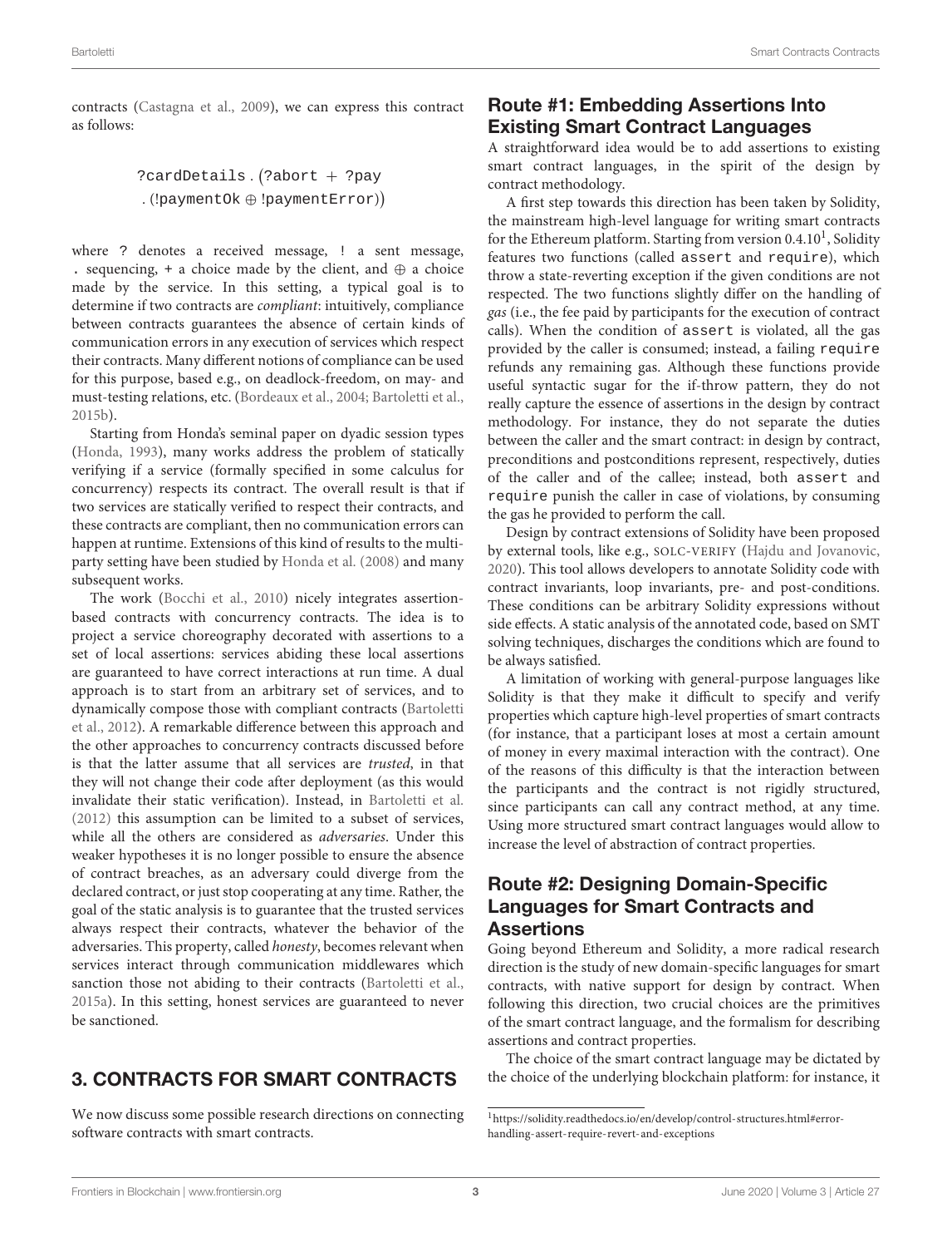contracts (Castagna et al., 2009), we can express this contract as follows:

$$\texttt{?cardDetails} . (\texttt{?abort} + \texttt{?pay} . (\texttt{!paymentOk} \oplus \texttt{!paymentError}))$$

where ? denotes a received message, ! a sent message, . sequencing, + a choice made by the client, and $\oplus$ a choice made by the service. In this setting, a typical goal is to determine if two contracts are *compliant*: intuitively, compliance between contracts guarantees the absence of certain kinds of communication errors in any execution of services which respect their contracts. Many different notions of compliance can be used for this purpose, based e.g., on deadlock-freedom, on may- and must-testing relations, etc. (Bordeaux et al., 2004; Bartoletti et al., 2015b).

Starting from Honda's seminal paper on dyadic session types (Honda, 1993), many works address the problem of statically verifying if a service (formally specified in some calculus for concurrency) respects its contract. The overall result is that if two services are statically verified to respect their contracts, and these contracts are compliant, then no communication errors can happen at runtime. Extensions of this kind of results to the multi-party setting have been studied by Honda et al. (2008) and many subsequent works.

The work (Bocchi et al., 2010) nicely integrates assertion-based contracts with concurrency contracts. The idea is to project a service choreography decorated with assertions to a set of local assertions: services abiding these local assertions are guaranteed to have correct interactions at run time. A dual approach is to start from an arbitrary set of services, and to dynamically compose those with compliant contracts (Bartoletti et al., 2012). A remarkable difference between this approach and the other approaches to concurrency contracts discussed before is that the latter assume that all services are *trusted*, in that they will not change their code after deployment (as this would invalidate their static verification). Instead, in Bartoletti et al. (2012) this assumption can be limited to a subset of services, while all the others are considered as *adversaries*. Under this weaker hypotheses it is no longer possible to ensure the absence of contract breaches, as an adversary could diverge from the declared contract, or just stop cooperating at any time. Rather, the goal of the static analysis is to guarantee that the trusted services always respect their contracts, whatever the behavior of the adversaries. This property, called *honesty*, becomes relevant when services interact through communication middlewares which sanction those not abiding to their contracts (Bartoletti et al., 2015a). In this setting, honest services are guaranteed to never be sanctioned.

## 3. CONTRACTS FOR SMART CONTRACTS

We now discuss some possible research directions on connecting software contracts with smart contracts.

### Route #1: Embedding Assertions Into Existing Smart Contract Languages

A straightforward idea would be to add assertions to existing smart contract languages, in the spirit of the design by contract methodology.

A first step towards this direction has been taken by Solidity, the mainstream high-level language for writing smart contracts for the Ethereum platform. Starting from version 0.4.10[1], Solidity features two functions (called `assert` and `require`), which throw a state-reverting exception if the given conditions are not respected. The two functions slightly differ on the handling of *gas* (i.e., the fee paid by participants for the execution of contract calls). When the condition of `assert` is violated, all the gas provided by the caller is consumed; instead, a failing `require` refunds any remaining gas. Although these functions provide useful syntactic sugar for the if-throw pattern, they do not really capture the essence of assertions in the design by contract methodology. For instance, they do not separate the duties between the caller and the smart contract: in design by contract, preconditions and postconditions represent, respectively, duties of the caller and of the callee; instead, both `assert` and `require` punish the caller in case of violations, by consuming the gas he provided to perform the call.

Design by contract extensions of Solidity have been proposed by external tools, like e.g., SOLC-VERIFY (Hajdu and Jovanovic, 2020). This tool allows developers to annotate Solidity code with contract invariants, loop invariants, pre- and post-conditions. These conditions can be arbitrary Solidity expressions without side effects. A static analysis of the annotated code, based on SMT solving techniques, discharges the conditions which are found to be always satisfied.

A limitation of working with general-purpose languages like Solidity is that they make it difficult to specify and verify properties which capture high-level properties of smart contracts (for instance, that a participant loses at most a certain amount of money in every maximal interaction with the contract). One of the reasons of this difficulty is that the interaction between the participants and the contract is not rigidly structured, since participants can call any contract method, at any time. Using more structured smart contract languages would allow to increase the level of abstraction of contract properties.

### Route #2: Designing Domain-Specific Languages for Smart Contracts and Assertions

Going beyond Ethereum and Solidity, a more radical research direction is the study of new domain-specific languages for smart contracts, with native support for design by contract. When following this direction, two crucial choices are the primitives of the smart contract language, and the formalism for describing assertions and contract properties.

The choice of the smart contract language may be dictated by the choice of the underlying blockchain platform: for instance, it

[1] https://solidity.readthedocs.io/en/develop/control-structures.html#error-handling-assert-require-revert-and-exceptions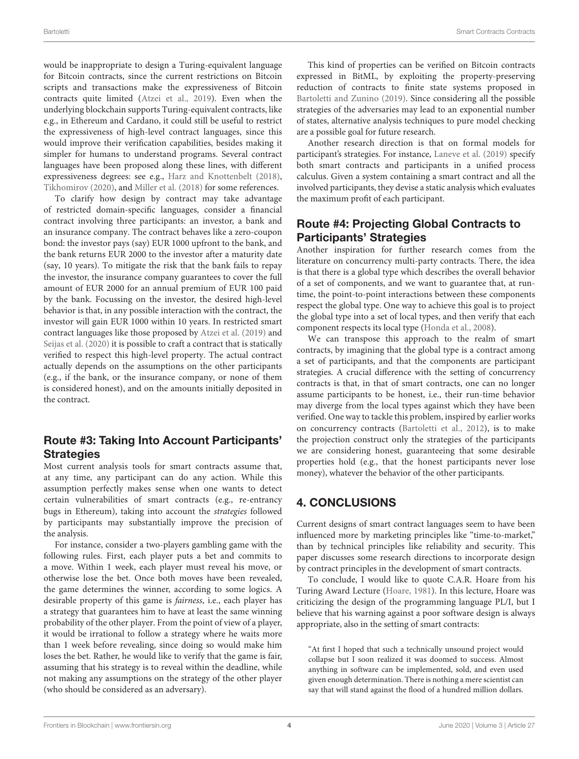would be inappropriate to design a Turing-equivalent language for Bitcoin contracts, since the current restrictions on Bitcoin scripts and transactions make the expressiveness of Bitcoin contracts quite limited (Atzei et al., 2019). Even when the underlying blockchain supports Turing-equivalent contracts, like e.g., in Ethereum and Cardano, it could still be useful to restrict the expressiveness of high-level contract languages, since this would improve their verification capabilities, besides making it simpler for humans to understand programs. Several contract languages have been proposed along these lines, with different expressiveness degrees: see e.g., Harz and Knottenbelt (2018), Tikhomirov (2020), and Miller et al. (2018) for some references.

To clarify how design by contract may take advantage of restricted domain-specific languages, consider a financial contract involving three participants: an investor, a bank and an insurance company. The contract behaves like a zero-coupon bond: the investor pays (say) EUR 1000 upfront to the bank, and the bank returns EUR 2000 to the investor after a maturity date (say, 10 years). To mitigate the risk that the bank fails to repay the investor, the insurance company guarantees to cover the full amount of EUR 2000 for an annual premium of EUR 100 paid by the bank. Focussing on the investor, the desired high-level behavior is that, in any possible interaction with the contract, the investor will gain EUR 1000 within 10 years. In restricted smart contract languages like those proposed by Atzei et al. (2019) and Seijas et al. (2020) it is possible to craft a contract that is statically verified to respect this high-level property. The actual contract actually depends on the assumptions on the other participants (e.g., if the bank, or the insurance company, or none of them is considered honest), and on the amounts initially deposited in the contract.

## Route #3: Taking Into Account Participants' Strategies

Most current analysis tools for smart contracts assume that, at any time, any participant can do any action. While this assumption perfectly makes sense when one wants to detect certain vulnerabilities of smart contracts (e.g., re-entrancy bugs in Ethereum), taking into account the *strategies* followed by participants may substantially improve the precision of the analysis.

For instance, consider a two-players gambling game with the following rules. First, each player puts a bet and commits to a move. Within 1 week, each player must reveal his move, or otherwise lose the bet. Once both moves have been revealed, the game determines the winner, according to some logics. A desirable property of this game is *fairness*, i.e., each player has a strategy that guarantees him to have at least the same winning probability of the other player. From the point of view of a player, it would be irrational to follow a strategy where he waits more than 1 week before revealing, since doing so would make him loses the bet. Rather, he would like to verify that the game is fair, assuming that his strategy is to reveal within the deadline, while not making any assumptions on the strategy of the other player (who should be considered as an adversary).

This kind of properties can be verified on Bitcoin contracts expressed in BitML, by exploiting the property-preserving reduction of contracts to finite state systems proposed in Bartoletti and Zunino (2019). Since considering all the possible strategies of the adversaries may lead to an exponential number of states, alternative analysis techniques to pure model checking are a possible goal for future research.

Another research direction is that on formal models for participant's strategies. For instance, Laneve et al. (2019) specify both smart contracts and participants in a unified process calculus. Given a system containing a smart contract and all the involved participants, they devise a static analysis which evaluates the maximum profit of each participant.

## Route #4: Projecting Global Contracts to Participants' Strategies

Another inspiration for further research comes from the literature on concurrency multi-party contracts. There, the idea is that there is a global type which describes the overall behavior of a set of components, and we want to guarantee that, at run-time, the point-to-point interactions between these components respect the global type. One way to achieve this goal is to project the global type into a set of local types, and then verify that each component respects its local type (Honda et al., 2008).

We can transpose this approach to the realm of smart contracts, by imagining that the global type is a contract among a set of participants, and that the components are participant strategies. A crucial difference with the setting of concurrency contracts is that, in that of smart contracts, one can no longer assume participants to be honest, i.e., their run-time behavior may diverge from the local types against which they have been verified. One way to tackle this problem, inspired by earlier works on concurrency contracts (Bartoletti et al., 2012), is to make the projection construct only the strategies of the participants we are considering honest, guaranteeing that some desirable properties hold (e.g., that the honest participants never lose money), whatever the behavior of the other participants.

# 4. CONCLUSIONS

Current designs of smart contract languages seem to have been influenced more by marketing principles like "time-to-market," than by technical principles like reliability and security. This paper discusses some research directions to incorporate design by contract principles in the development of smart contracts.

To conclude, I would like to quote C.A.R. Hoare from his Turing Award Lecture (Hoare, 1981). In this lecture, Hoare was criticizing the design of the programming language PL/I, but I believe that his warning against a poor software design is always appropriate, also in the setting of smart contracts:

> "At first I hoped that such a technically unsound project would collapse but I soon realized it was doomed to success. Almost anything in software can be implemented, sold, and even used given enough determination. There is nothing a mere scientist can say that will stand against the flood of a hundred million dollars.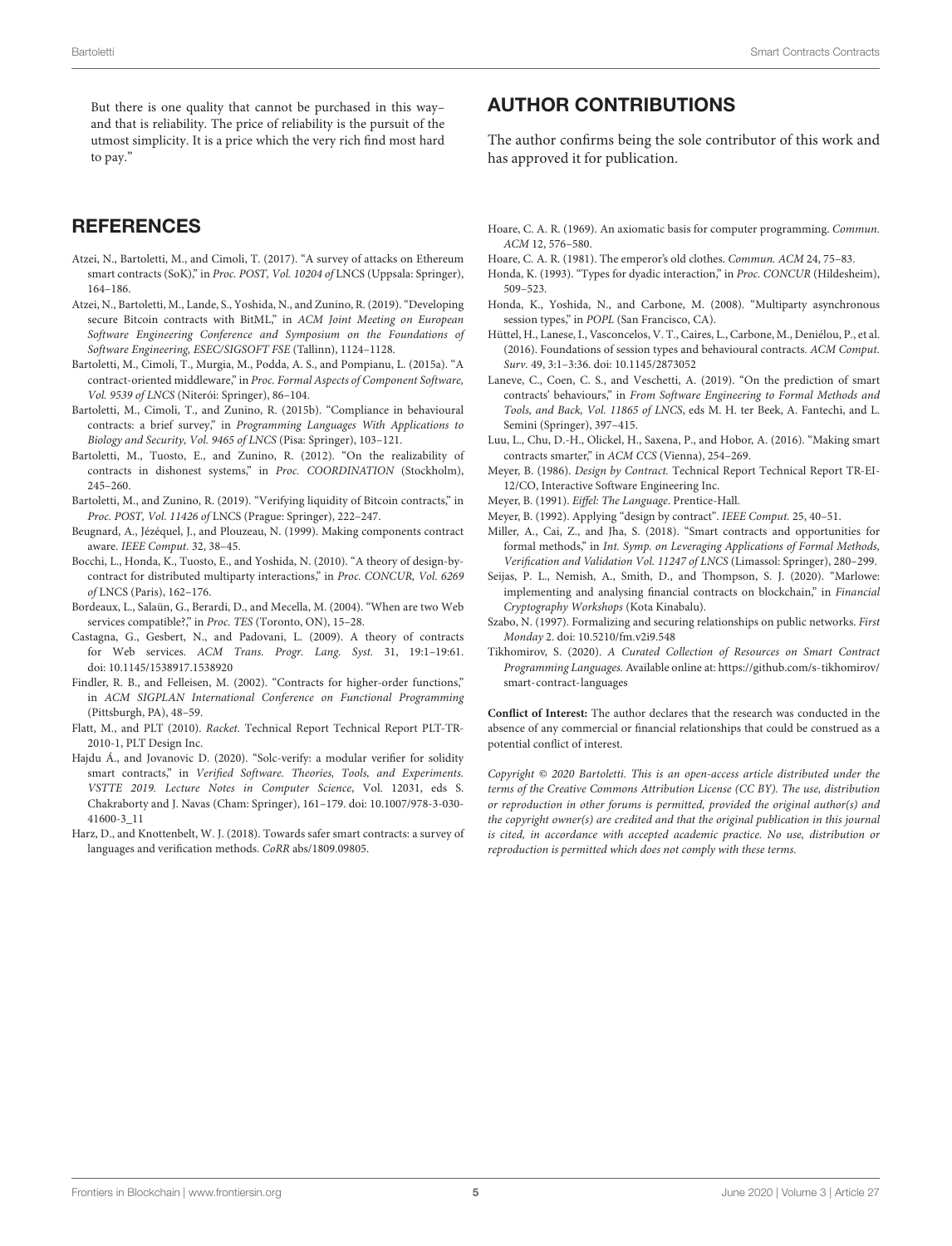But there is one quality that cannot be purchased in this way– and that is reliability. The price of reliability is the pursuit of the utmost simplicity. It is a price which the very rich find most hard to pay."

## REFERENCES

Atzei, N., Bartoletti, M., and Cimoli, T. (2017). "A survey of attacks on Ethereum smart contracts (SoK)," in *Proc. POST, Vol. 10204 of* LNCS (Uppsala: Springer), 164–186.

Atzei, N., Bartoletti, M., Lande, S., Yoshida, N., and Zunino, R. (2019). "Developing secure Bitcoin contracts with BitML," in *ACM Joint Meeting on European Software Engineering Conference and Symposium on the Foundations of Software Engineering, ESEC/SIGSOFT FSE* (Tallinn), 1124–1128.

Bartoletti, M., Cimoli, T., Murgia, M., Podda, A. S., and Pompianu, L. (2015a). "A contract-oriented middleware," in *Proc. Formal Aspects of Component Software, Vol. 9539 of LNCS* (Niterói: Springer), 86–104.

Bartoletti, M., Cimoli, T., and Zunino, R. (2015b). "Compliance in behavioural contracts: a brief survey," in *Programming Languages With Applications to Biology and Security, Vol. 9465 of LNCS* (Pisa: Springer), 103–121.

Bartoletti, M., Tuosto, E., and Zunino, R. (2012). "On the realizability of contracts in dishonest systems," in *Proc. COORDINATION* (Stockholm), 245–260.

Bartoletti, M., and Zunino, R. (2019). "Verifying liquidity of Bitcoin contracts," in *Proc. POST, Vol. 11426 of* LNCS (Prague: Springer), 222–247.

Beugnard, A., Jézéquel, J., and Plouzeau, N. (1999). Making components contract aware. *IEEE Comput.* 32, 38–45.

Bocchi, L., Honda, K., Tuosto, E., and Yoshida, N. (2010). "A theory of design-by-contract for distributed multiparty interactions," in *Proc. CONCUR, Vol. 6269 of* LNCS (Paris), 162–176.

Bordeaux, L., Salaün, G., Berardi, D., and Mecella, M. (2004). "When are two Web services compatible?," in *Proc. TES* (Toronto, ON), 15–28.

Castagna, G., Gesbert, N., and Padovani, L. (2009). A theory of contracts for Web services. *ACM Trans. Progr. Lang. Syst.* 31, 19:1–19:61. doi: 10.1145/1538917.1538920

Findler, R. B., and Felleisen, M. (2002). "Contracts for higher-order functions," in *ACM SIGPLAN International Conference on Functional Programming* (Pittsburgh, PA), 48–59.

Flatt, M., and PLT (2010). *Racket.* Technical Report Technical Report PLT-TR-2010-1, PLT Design Inc.

Hajdu Á., and Jovanovic D. (2020). "Solc-verify: a modular verifier for solidity smart contracts," in *Verified Software. Theories, Tools, and Experiments. VSTTE 2019. Lecture Notes in Computer Science*, Vol. 12031, eds S. Chakraborty and J. Navas (Cham: Springer), 161–179. doi: 10.1007/978-3-030-41600-3_11

Harz, D., and Knottenbelt, W. J. (2018). Towards safer smart contracts: a survey of languages and verification methods. *CoRR* abs/1809.09805.

Hoare, C. A. R. (1969). An axiomatic basis for computer programming. *Commun. ACM* 12, 576–580.

Hoare, C. A. R. (1981). The emperor's old clothes. *Commun. ACM* 24, 75–83.

Honda, K. (1993). "Types for dyadic interaction," in *Proc. CONCUR* (Hildesheim), 509–523.

Honda, K., Yoshida, N., and Carbone, M. (2008). "Multiparty asynchronous session types," in *POPL* (San Francisco, CA).

Hüttel, H., Lanese, I., Vasconcelos, V. T., Caires, L., Carbone, M., Deniélou, P., et al. (2016). Foundations of session types and behavioural contracts. *ACM Comput. Surv.* 49, 3:1–3:36. doi: 10.1145/2873052

Laneve, C., Coen, C. S., and Veschetti, A. (2019). "On the prediction of smart contracts' behaviours," in *From Software Engineering to Formal Methods and Tools, and Back, Vol. 11865 of LNCS*, eds M. H. ter Beek, A. Fantechi, and L. Semini (Springer), 397–415.

Luu, L., Chu, D.-H., Olickel, H., Saxena, P., and Hobor, A. (2016). "Making smart contracts smarter," in *ACM CCS* (Vienna), 254–269.

Meyer, B. (1986). *Design by Contract*. Technical Report Technical Report TR-EI-12/CO, Interactive Software Engineering Inc.

Meyer, B. (1991). *Eiffel: The Language*. Prentice-Hall.

Meyer, B. (1992). Applying "design by contract". *IEEE Comput.* 25, 40–51.

Miller, A., Cai, Z., and Jha, S. (2018). "Smart contracts and opportunities for formal methods," in *Int. Symp. on Leveraging Applications of Formal Methods, Verification and Validation Vol. 11247 of LNCS* (Limassol: Springer), 280–299.

Seijas, P. L., Nemish, A., Smith, D., and Thompson, S. J. (2020). "Marlowe: implementing and analysing financial contracts on blockchain," in *Financial Cryptography Workshops* (Kota Kinabalu).

Szabo, N. (1997). Formalizing and securing relationships on public networks. *First Monday* 2. doi: 10.5210/fm.v2i9.548

Tikhomirov, S. (2020). *A Curated Collection of Resources on Smart Contract Programming Languages.* Available online at: https://github.com/s-tikhomirov/smart-contract-languages

## AUTHOR CONTRIBUTIONS

The author confirms being the sole contributor of this work and has approved it for publication.

**Conflict of Interest:** The author declares that the research was conducted in the absence of any commercial or financial relationships that could be construed as a potential conflict of interest.

*Copyright © 2020 Bartoletti. This is an open-access article distributed under the terms of the Creative Commons Attribution License (CC BY). The use, distribution or reproduction in other forums is permitted, provided the original author(s) and the copyright owner(s) are credited and that the original publication in this journal is cited, in accordance with accepted academic practice. No use, distribution or reproduction is permitted which does not comply with these terms.*